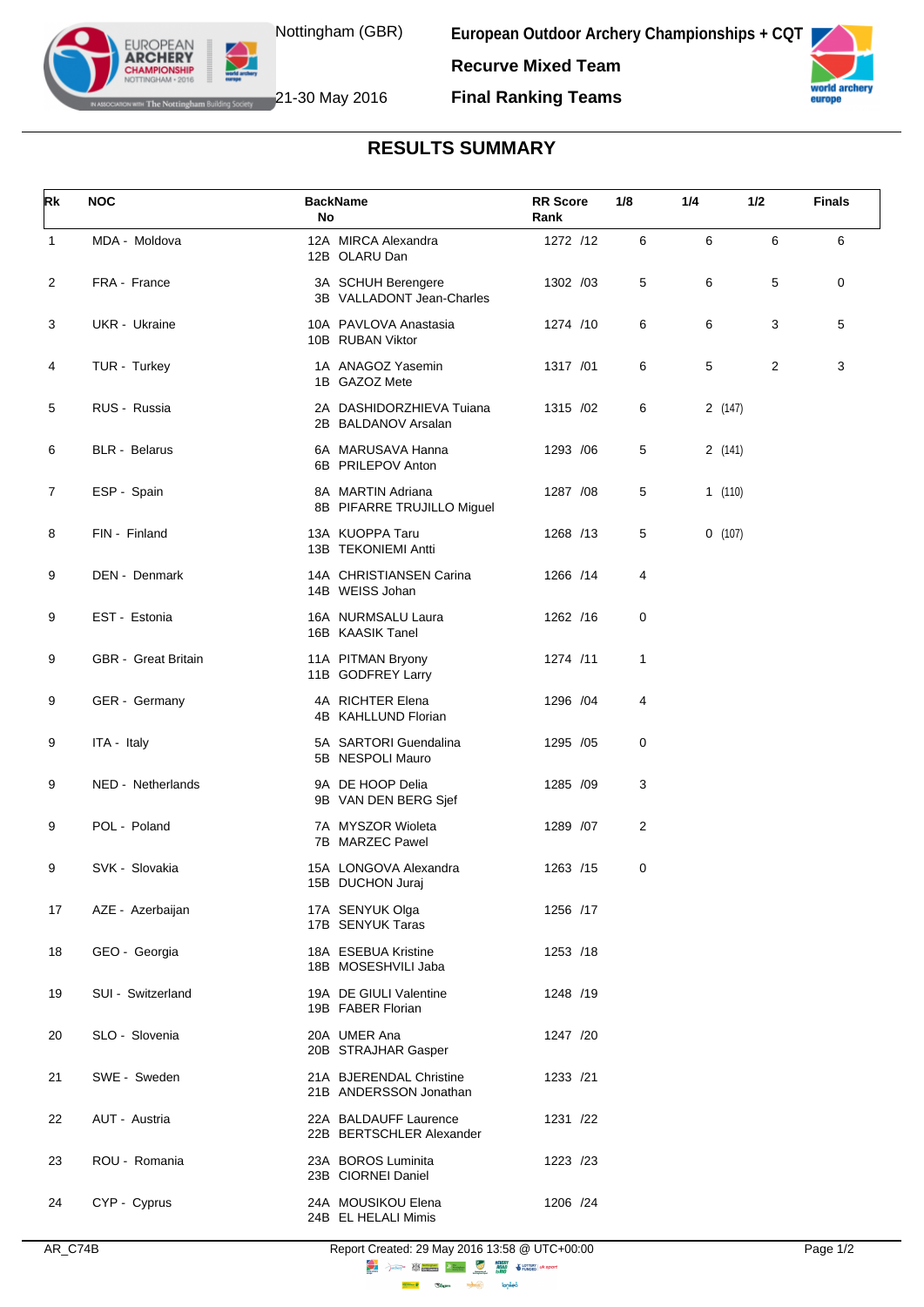Nottingham (GBR)

21-30 May 2016

**European Outdoor Archery Championships + CQT**

**Recurve Mixed Team**

**Final Ranking Teams**

## RESULTS SUMMARY

| Rk | NOC | BackName No | RR Score Rank | 1/8 | 1/4 | 1/2 | Finals |
|---|---|---|---|---|---|---|---|
| 1 | MDA - Moldova | 12A MIRCA Alexandra<br>12B OLARU Dan | 1272 /12 | 6 | 6 | 6 | 6 |
| 2 | FRA - France | 3A SCHUH Berengere<br>3B VALLADONT Jean-Charles | 1302 /03 | 5 | 6 | 5 | 0 |
| 3 | UKR - Ukraine | 10A PAVLOVA Anastasia<br>10B RUBAN Viktor | 1274 /10 | 6 | 6 | 3 | 5 |
| 4 | TUR - Turkey | 1A ANAGOZ Yasemin<br>1B GAZOZ Mete | 1317 /01 | 6 | 5 | 2 | 3 |
| 5 | RUS - Russia | 2A DASHIDORZHIEVA Tuiana<br>2B BALDANOV Arsalan | 1315 /02 | 6 | 2 (147) | | |
| 6 | BLR - Belarus | 6A MARUSAVA Hanna<br>6B PRILEPOV Anton | 1293 /06 | 5 | 2 (141) | | |
| 7 | ESP - Spain | 8A MARTIN Adriana<br>8B PIFARRE TRUJILLO Miguel | 1287 /08 | 5 | 1 (110) | | |
| 8 | FIN - Finland | 13A KUOPPA Taru<br>13B TEKONIEMI Antti | 1268 /13 | 5 | 0 (107) | | |
| 9 | DEN - Denmark | 14A CHRISTIANSEN Carina<br>14B WEISS Johan | 1266 /14 | 4 | | | |
| 9 | EST - Estonia | 16A NURMSALU Laura<br>16B KAASIK Tanel | 1262 /16 | 0 | | | |
| 9 | GBR - Great Britain | 11A PITMAN Bryony<br>11B GODFREY Larry | 1274 /11 | 1 | | | |
| 9 | GER - Germany | 4A RICHTER Elena<br>4B KAHLLUND Florian | 1296 /04 | 4 | | | |
| 9 | ITA - Italy | 5A SARTORI Guendalina<br>5B NESPOLI Mauro | 1295 /05 | 0 | | | |
| 9 | NED - Netherlands | 9A DE HOOP Delia<br>9B VAN DEN BERG Sjef | 1285 /09 | 3 | | | |
| 9 | POL - Poland | 7A MYSZOR Wioleta<br>7B MARZEC Pawel | 1289 /07 | 2 | | | |
| 9 | SVK - Slovakia | 15A LONGOVA Alexandra<br>15B DUCHON Juraj | 1263 /15 | 0 | | | |
| 17 | AZE - Azerbaijan | 17A SENYUK Olga<br>17B SENYUK Taras | 1256 /17 | | | | |
| 18 | GEO - Georgia | 18A ESEBUA Kristine<br>18B MOSESHVILI Jaba | 1253 /18 | | | | |
| 19 | SUI - Switzerland | 19A DE GIULI Valentine<br>19B FABER Florian | 1248 /19 | | | | |
| 20 | SLO - Slovenia | 20A UMER Ana<br>20B STRAJHAR Gasper | 1247 /20 | | | | |
| 21 | SWE - Sweden | 21A BJERENDAL Christine<br>21B ANDERSSON Jonathan | 1233 /21 | | | | |
| 22 | AUT - Austria | 22A BALDAUFF Laurence<br>22B BERTSCHLER Alexander | 1231 /22 | | | | |
| 23 | ROU - Romania | 23A BOROS Luminita<br>23B CIORNEI Daniel | 1223 /23 | | | | |
| 24 | CYP - Cyprus | 24A MOUSIKOU Elena<br>24B EL HELALI Mimis | 1206 /24 | | | | |

AR_C74B — Report Created: 29 May 2016 13:58 @ UTC+00:00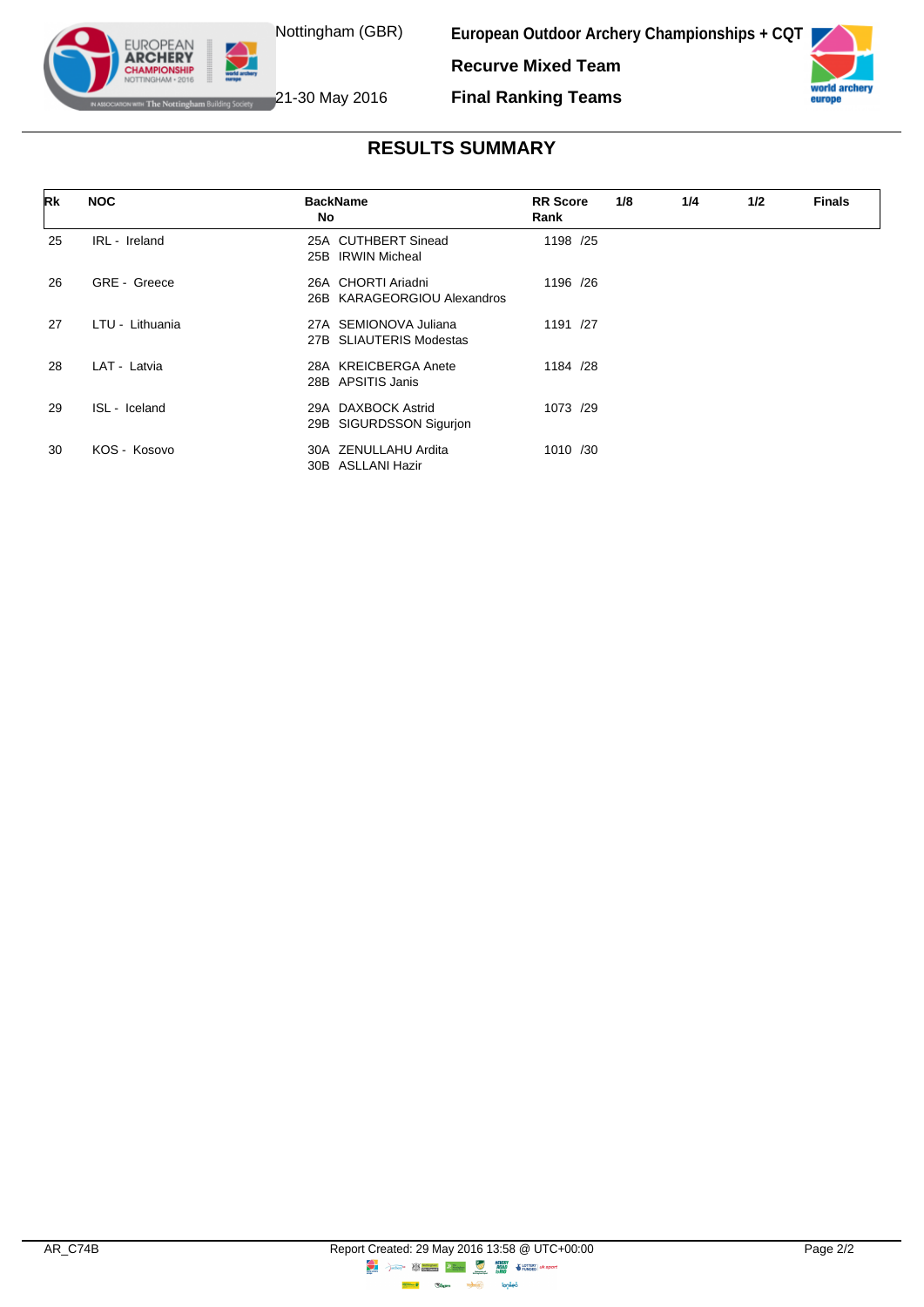Nottingham (GBR)

21-30 May 2016

**European Outdoor Archery Championships + CQT**

**Recurve Mixed Team**

**Final Ranking Teams**

## RESULTS SUMMARY

| Rk | NOC | BackName No | RR Score Rank | 1/8 | 1/4 | 1/2 | Finals |
|---|---|---|---|---|---|---|---|
| 25 | IRL - Ireland | 25A CUTHBERT Sinead<br>25B IRWIN Micheal | 1198 /25 | | | | |
| 26 | GRE - Greece | 26A CHORTI Ariadni<br>26B KARAGEORGIOU Alexandros | 1196 /26 | | | | |
| 27 | LTU - Lithuania | 27A SEMIONOVA Juliana<br>27B SLIAUTERIS Modestas | 1191 /27 | | | | |
| 28 | LAT - Latvia | 28A KREICBERGA Anete<br>28B APSITIS Janis | 1184 /28 | | | | |
| 29 | ISL - Iceland | 29A DAXBOCK Astrid<br>29B SIGURDSSON Sigurjon | 1073 /29 | | | | |
| 30 | KOS - Kosovo | 30A ZENULLAHU Ardita<br>30B ASLLANI Hazir | 1010 /30 | | | | |

AR_C74B

Report Created: 29 May 2016 13:58 @ UTC+00:00